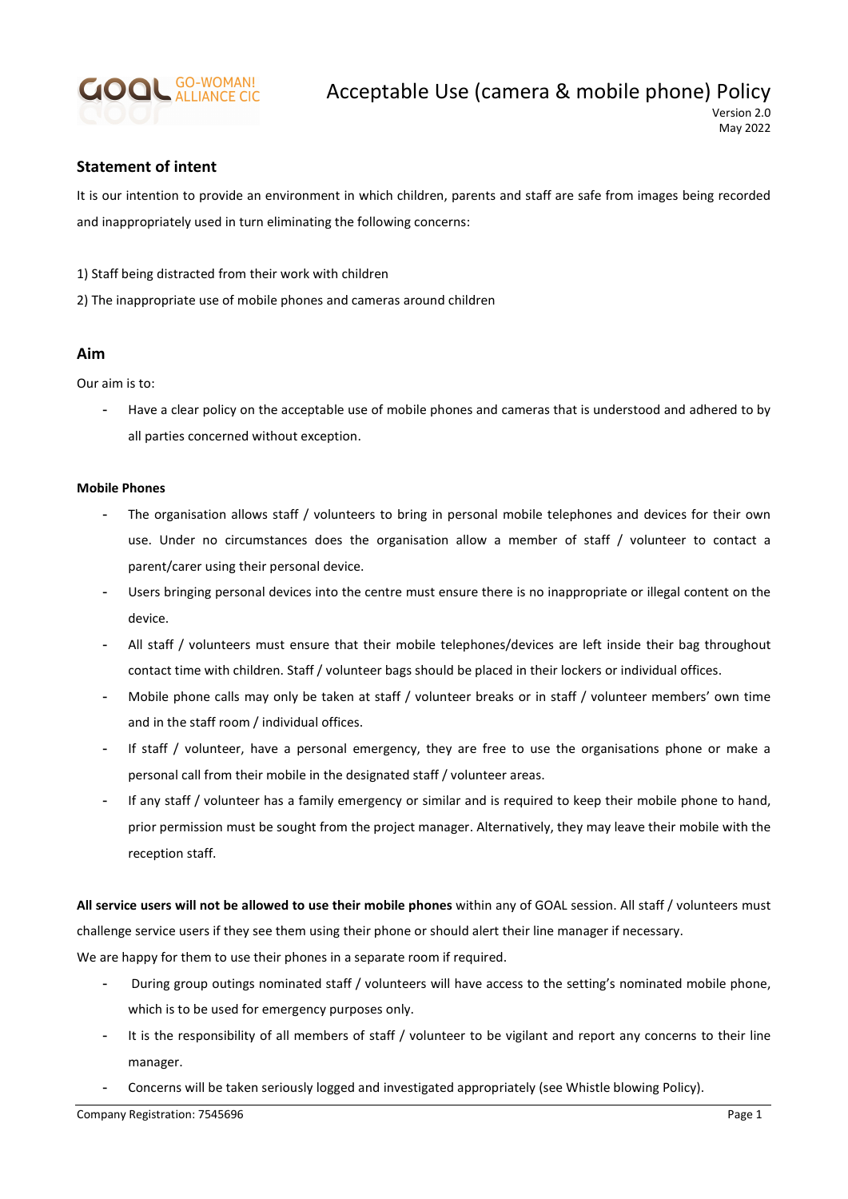GOAL GO-WOMAN! ALLIANCE CIC

# Acceptable Use (camera & mobile phone) Policy

Version 2.0
May 2022

## Statement of intent

It is our intention to provide an environment in which children, parents and staff are safe from images being recorded and inappropriately used in turn eliminating the following concerns:

1) Staff being distracted from their work with children

2) The inappropriate use of mobile phones and cameras around children

## Aim

Our aim is to:

- Have a clear policy on the acceptable use of mobile phones and cameras that is understood and adhered to by all parties concerned without exception.

#### Mobile Phones

- The organisation allows staff / volunteers to bring in personal mobile telephones and devices for their own use. Under no circumstances does the organisation allow a member of staff / volunteer to contact a parent/carer using their personal device.
- Users bringing personal devices into the centre must ensure there is no inappropriate or illegal content on the device.
- All staff / volunteers must ensure that their mobile telephones/devices are left inside their bag throughout contact time with children. Staff / volunteer bags should be placed in their lockers or individual offices.
- Mobile phone calls may only be taken at staff / volunteer breaks or in staff / volunteer members' own time and in the staff room / individual offices.
- If staff / volunteer, have a personal emergency, they are free to use the organisations phone or make a personal call from their mobile in the designated staff / volunteer areas.
- If any staff / volunteer has a family emergency or similar and is required to keep their mobile phone to hand, prior permission must be sought from the project manager. Alternatively, they may leave their mobile with the reception staff.

**All service users will not be allowed to use their mobile phones** within any of GOAL session. All staff / volunteers must challenge service users if they see them using their phone or should alert their line manager if necessary.
We are happy for them to use their phones in a separate room if required.

- During group outings nominated staff / volunteers will have access to the setting's nominated mobile phone, which is to be used for emergency purposes only.
- It is the responsibility of all members of staff / volunteer to be vigilant and report any concerns to their line manager.
- Concerns will be taken seriously logged and investigated appropriately (see Whistle blowing Policy).

Company Registration: 7545696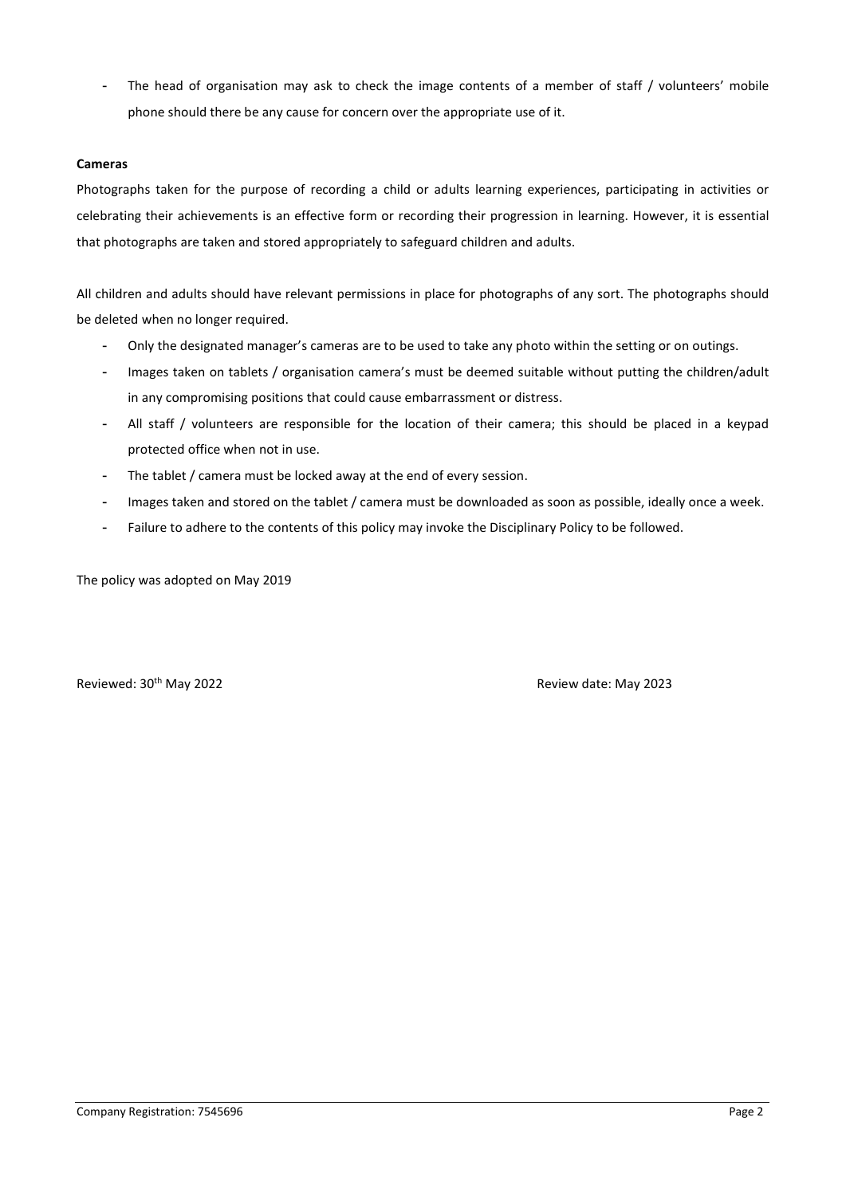- The head of organisation may ask to check the image contents of a member of staff / volunteers' mobile phone should there be any cause for concern over the appropriate use of it.

**Cameras**

Photographs taken for the purpose of recording a child or adults learning experiences, participating in activities or celebrating their achievements is an effective form or recording their progression in learning. However, it is essential that photographs are taken and stored appropriately to safeguard children and adults.

All children and adults should have relevant permissions in place for photographs of any sort. The photographs should be deleted when no longer required.

- Only the designated manager's cameras are to be used to take any photo within the setting or on outings.
- Images taken on tablets / organisation camera's must be deemed suitable without putting the children/adult in any compromising positions that could cause embarrassment or distress.
- All staff / volunteers are responsible for the location of their camera; this should be placed in a keypad protected office when not in use.
- The tablet / camera must be locked away at the end of every session.
- Images taken and stored on the tablet / camera must be downloaded as soon as possible, ideally once a week.
- Failure to adhere to the contents of this policy may invoke the Disciplinary Policy to be followed.

The policy was adopted on May 2019

Reviewed: 30th May 2022 Review date: May 2023

Company Registration: 7545696